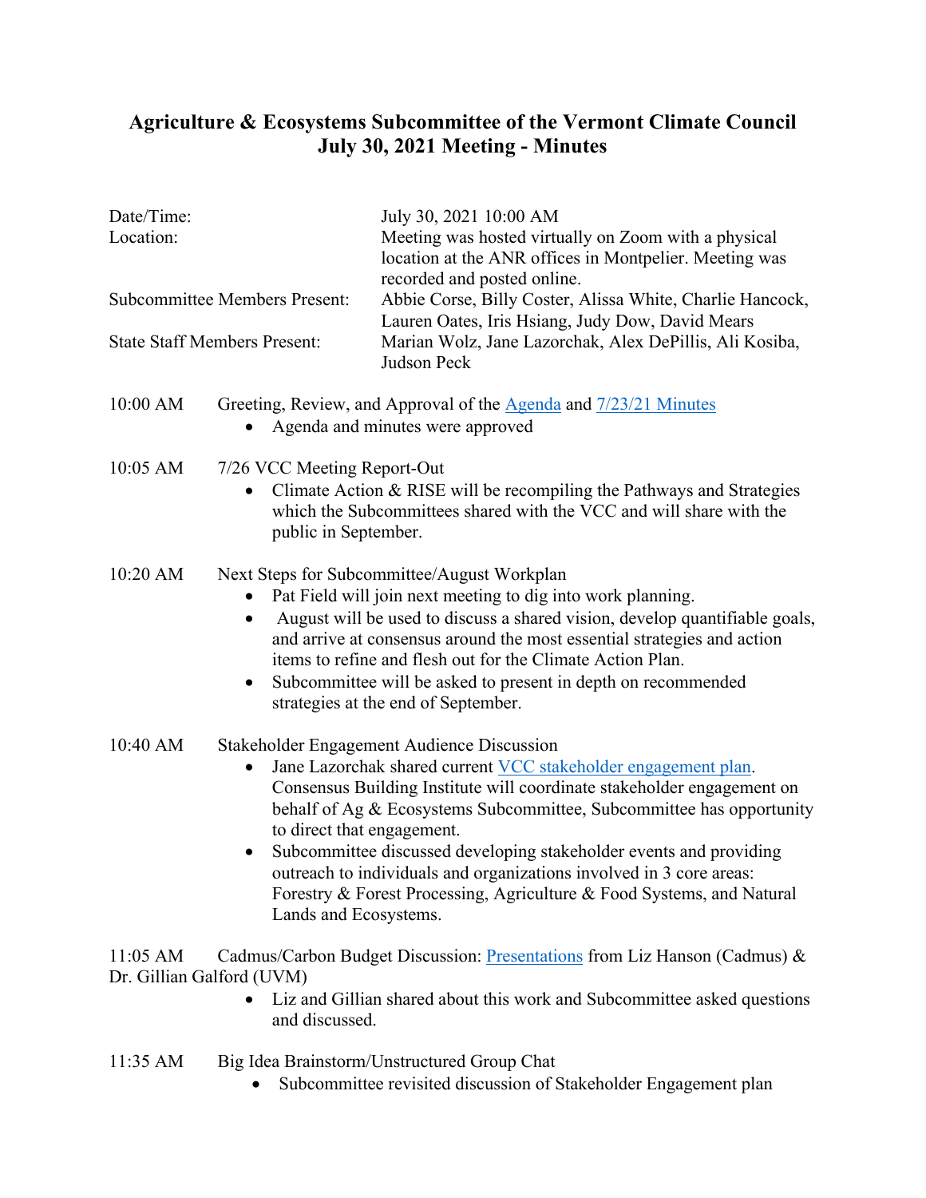# Agriculture & Ecosystems Subcommittee of the Vermont Climate Council
# July 30, 2021 Meeting - Minutes

| | |
|---|---|
| Date/Time: | July 30, 2021 10:00 AM |
| Location: | Meeting was hosted virtually on Zoom with a physical location at the ANR offices in Montpelier. Meeting was recorded and posted online. |
| Subcommittee Members Present: | Abbie Corse, Billy Coster, Alissa White, Charlie Hancock, Lauren Oates, Iris Hsiang, Judy Dow, David Mears |
| State Staff Members Present: | Marian Wolz, Jane Lazorchak, Alex DePillis, Ali Kosiba, Judson Peck |

10:00 AM Greeting, Review, and Approval of the Agenda and 7/23/21 Minutes

- Agenda and minutes were approved

10:05 AM 7/26 VCC Meeting Report-Out

- Climate Action & RISE will be recompiling the Pathways and Strategies which the Subcommittees shared with the VCC and will share with the public in September.

10:20 AM Next Steps for Subcommittee/August Workplan

- Pat Field will join next meeting to dig into work planning.
- August will be used to discuss a shared vision, develop quantifiable goals, and arrive at consensus around the most essential strategies and action items to refine and flesh out for the Climate Action Plan.
- Subcommittee will be asked to present in depth on recommended strategies at the end of September.

10:40 AM Stakeholder Engagement Audience Discussion

- Jane Lazorchak shared current VCC stakeholder engagement plan. Consensus Building Institute will coordinate stakeholder engagement on behalf of Ag & Ecosystems Subcommittee, Subcommittee has opportunity to direct that engagement.
- Subcommittee discussed developing stakeholder events and providing outreach to individuals and organizations involved in 3 core areas: Forestry & Forest Processing, Agriculture & Food Systems, and Natural Lands and Ecosystems.

11:05 AM Cadmus/Carbon Budget Discussion: Presentations from Liz Hanson (Cadmus) & Dr. Gillian Galford (UVM)

- Liz and Gillian shared about this work and Subcommittee asked questions and discussed.

11:35 AM Big Idea Brainstorm/Unstructured Group Chat

- Subcommittee revisited discussion of Stakeholder Engagement plan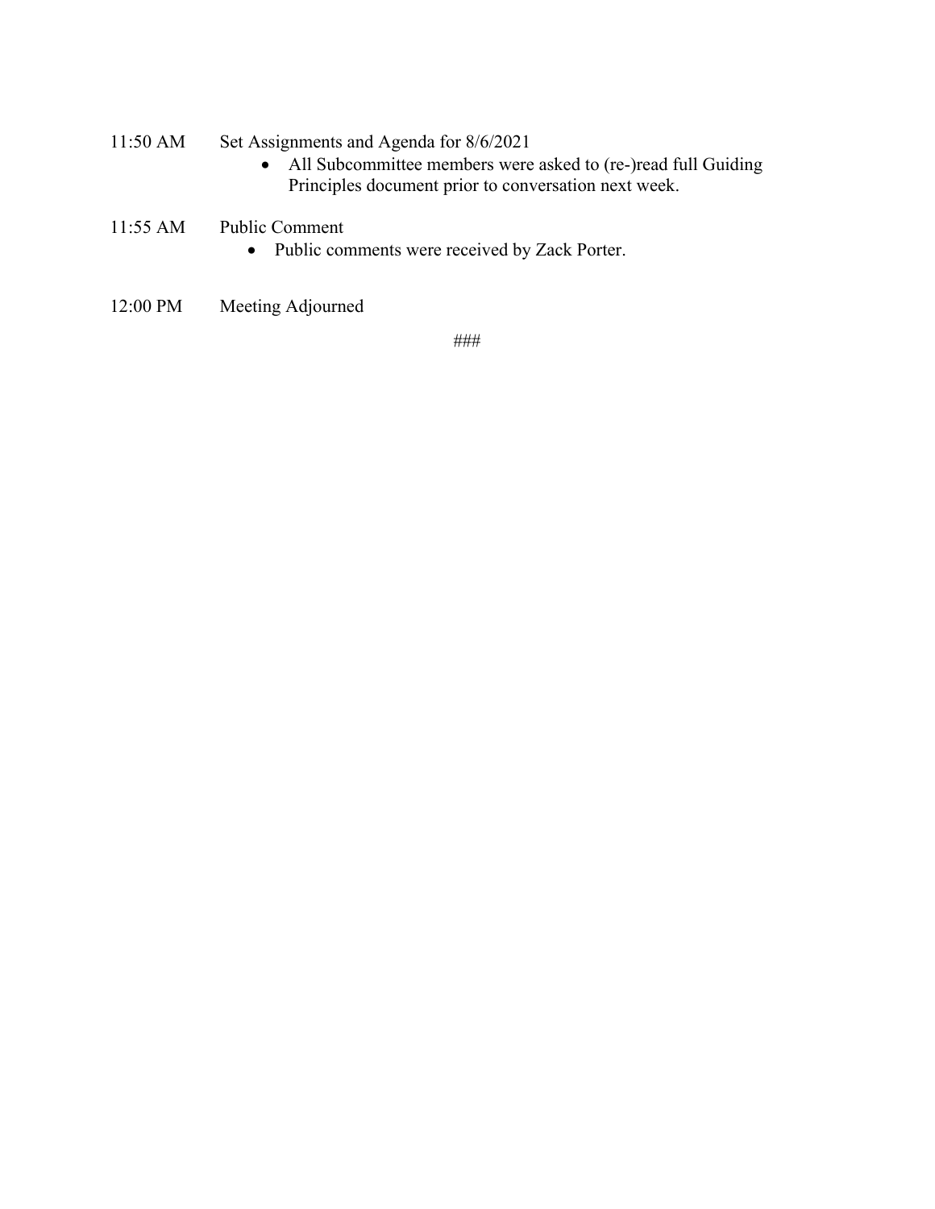11:50 AM Set Assignments and Agenda for 8/6/2021

- All Subcommittee members were asked to (re-)read full Guiding Principles document prior to conversation next week.

11:55 AM Public Comment

- Public comments were received by Zack Porter.

12:00 PM Meeting Adjourned

###